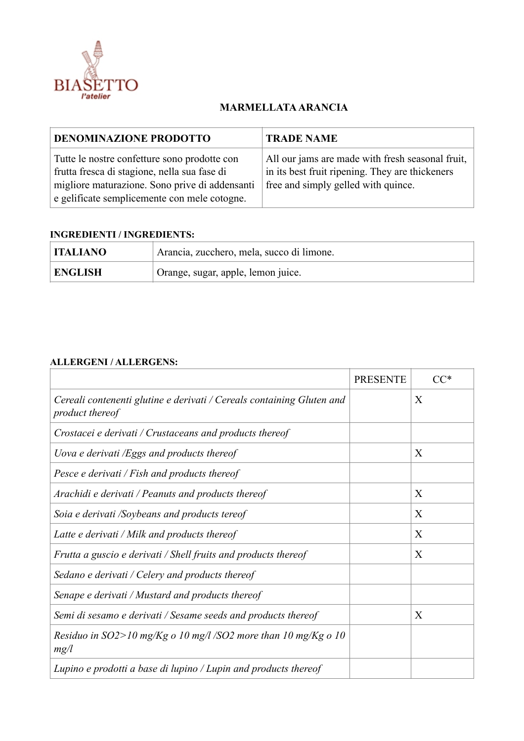BIASETTO
l'atelier

# MARMELLATA ARANCIA

| DENOMINAZIONE PRODOTTO | TRADE NAME |
|---|---|
| Tutte le nostre confetture sono prodotte con frutta fresca di stagione, nella sua fase di migliore maturazione. Sono prive di addensanti e gelificate semplicemente con mele cotogne. | All our jams are made with fresh seasonal fruit, in its best fruit ripening. They are thickeners free and simply gelled with quince. |

**INGREDIENTI / INGREDIENTS:**

| | |
|---|---|
| **ITALIANO** | Arancia, zucchero, mela, succo di limone. |
| **ENGLISH** | Orange, sugar, apple, lemon juice. |

**ALLERGENI / ALLERGENS:**

| | PRESENTE | CC* |
|---|---|---|
| *Cereali contenenti glutine e derivati / Cereals containing Gluten and product thereof* | | X |
| *Crostacei e derivati / Crustaceans and products thereof* | | |
| *Uova e derivati /Eggs and products thereof* | | X |
| *Pesce e derivati / Fish and products thereof* | | |
| *Arachidi e derivati / Peanuts and products thereof* | | X |
| *Soia e derivati /Soybeans and products tereof* | | X |
| *Latte e derivati / Milk and products thereof* | | X |
| *Frutta a guscio e derivati / Shell fruits and products thereof* | | X |
| *Sedano e derivati / Celery and products thereof* | | |
| *Senape e derivati / Mustard and products thereof* | | |
| *Semi di sesamo e derivati / Sesame seeds and products thereof* | | X |
| *Residuo in SO2>10 mg/Kg o 10 mg/l /SO2 more than 10 mg/Kg o 10 mg/l* | | |
| *Lupino e prodotti a base di lupino / Lupin and products thereof* | | |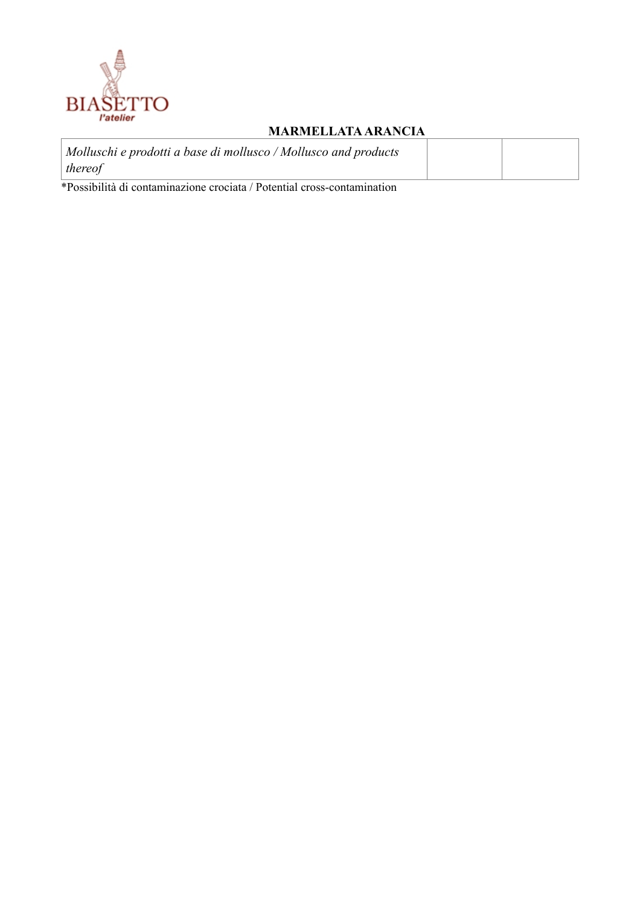**MARMELLATA ARANCIA**

| | | |
|---|---|---|
| *Molluschi e prodotti a base di mollusco / Mollusco and products thereof* | | |

*Possibilità di contaminazione crociata / Potential cross-contamination